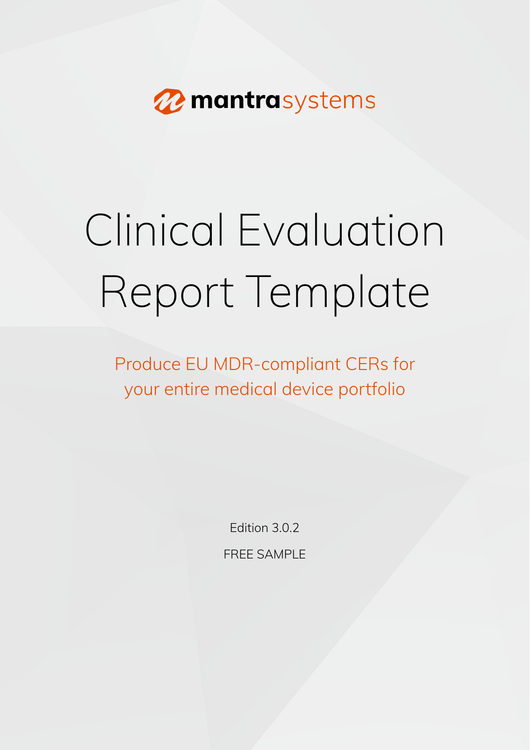mantrasystems

# Clinical Evaluation Report Template

Produce EU MDR-compliant CERs for your entire medical device portfolio

Edition 3.0.2

FREE SAMPLE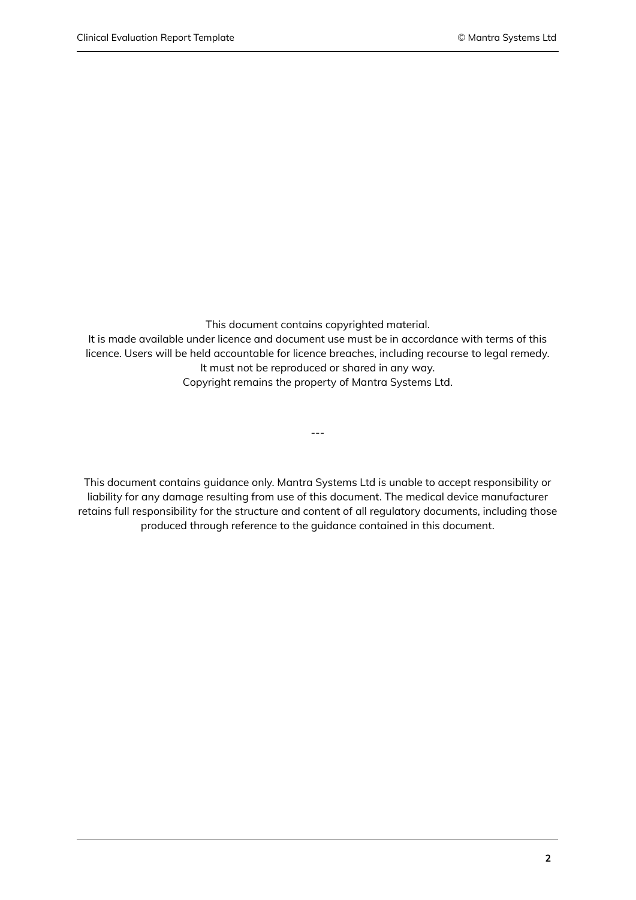This document contains copyrighted material.
It is made available under licence and document use must be in accordance with terms of this licence. Users will be held accountable for licence breaches, including recourse to legal remedy.
It must not be reproduced or shared in any way.
Copyright remains the property of Mantra Systems Ltd.

---

This document contains guidance only. Mantra Systems Ltd is unable to accept responsibility or liability for any damage resulting from use of this document. The medical device manufacturer retains full responsibility for the structure and content of all regulatory documents, including those produced through reference to the guidance contained in this document.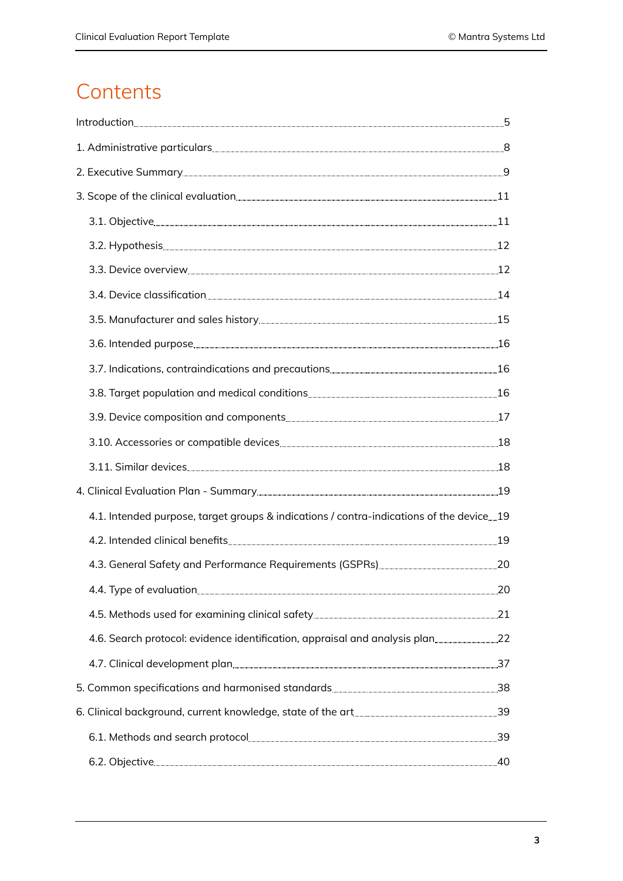# Contents

Introduction ..... 5

1. Administrative particulars ..... 8

2. Executive Summary ..... 9

3. Scope of the clinical evaluation ..... 11

   3.1. Objective ..... 11

   3.2. Hypothesis ..... 12

   3.3. Device overview ..... 12

   3.4. Device classification ..... 14

   3.5. Manufacturer and sales history ..... 15

   3.6. Intended purpose ..... 16

   3.7. Indications, contraindications and precautions ..... 16

   3.8. Target population and medical conditions ..... 16

   3.9. Device composition and components ..... 17

   3.10. Accessories or compatible devices ..... 18

   3.11. Similar devices ..... 18

4. Clinical Evaluation Plan - Summary ..... 19

   4.1. Intended purpose, target groups & indications / contra-indications of the device ..... 19

   4.2. Intended clinical benefits ..... 19

   4.3. General Safety and Performance Requirements (GSPRs) ..... 20

   4.4. Type of evaluation ..... 20

   4.5. Methods used for examining clinical safety ..... 21

   4.6. Search protocol: evidence identification, appraisal and analysis plan ..... 22

   4.7. Clinical development plan ..... 37

5. Common specifications and harmonised standards ..... 38

6. Clinical background, current knowledge, state of the art ..... 39

   6.1. Methods and search protocol ..... 39

   6.2. Objective ..... 40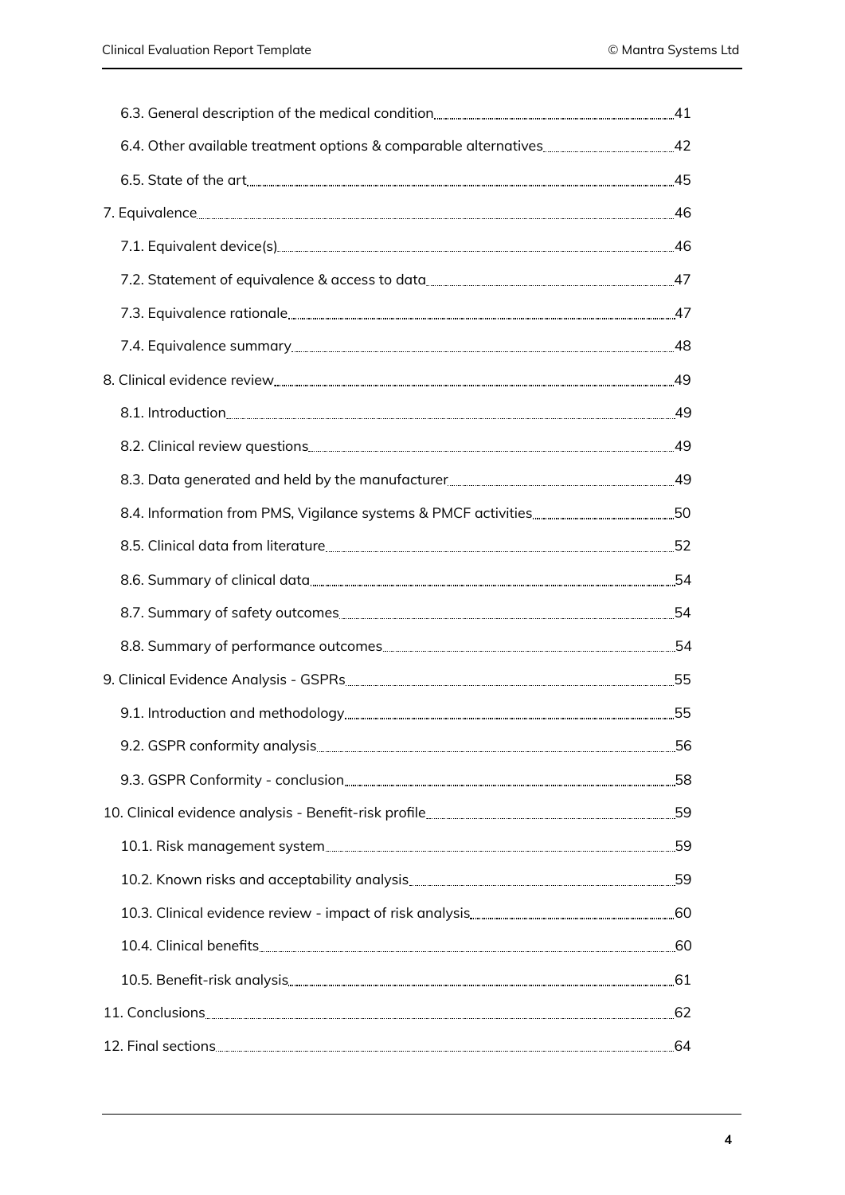- 6.3. General description of the medical condition ..... 41
- 6.4. Other available treatment options & comparable alternatives ..... 42
- 6.5. State of the art ..... 45

7. Equivalence ..... 46

- 7.1. Equivalent device(s) ..... 46
- 7.2. Statement of equivalence & access to data ..... 47
- 7.3. Equivalence rationale ..... 47
- 7.4. Equivalence summary ..... 48

8. Clinical evidence review ..... 49

- 8.1. Introduction ..... 49
- 8.2. Clinical review questions ..... 49
- 8.3. Data generated and held by the manufacturer ..... 49
- 8.4. Information from PMS, Vigilance systems & PMCF activities ..... 50
- 8.5. Clinical data from literature ..... 52
- 8.6. Summary of clinical data ..... 54
- 8.7. Summary of safety outcomes ..... 54
- 8.8. Summary of performance outcomes ..... 54

9. Clinical Evidence Analysis - GSPRs ..... 55

- 9.1. Introduction and methodology ..... 55
- 9.2. GSPR conformity analysis ..... 56
- 9.3. GSPR Conformity - conclusion ..... 58

10. Clinical evidence analysis - Benefit-risk profile ..... 59

- 10.1. Risk management system ..... 59
- 10.2. Known risks and acceptability analysis ..... 59
- 10.3. Clinical evidence review - impact of risk analysis ..... 60
- 10.4. Clinical benefits ..... 60
- 10.5. Benefit-risk analysis ..... 61

11. Conclusions ..... 62

12. Final sections ..... 64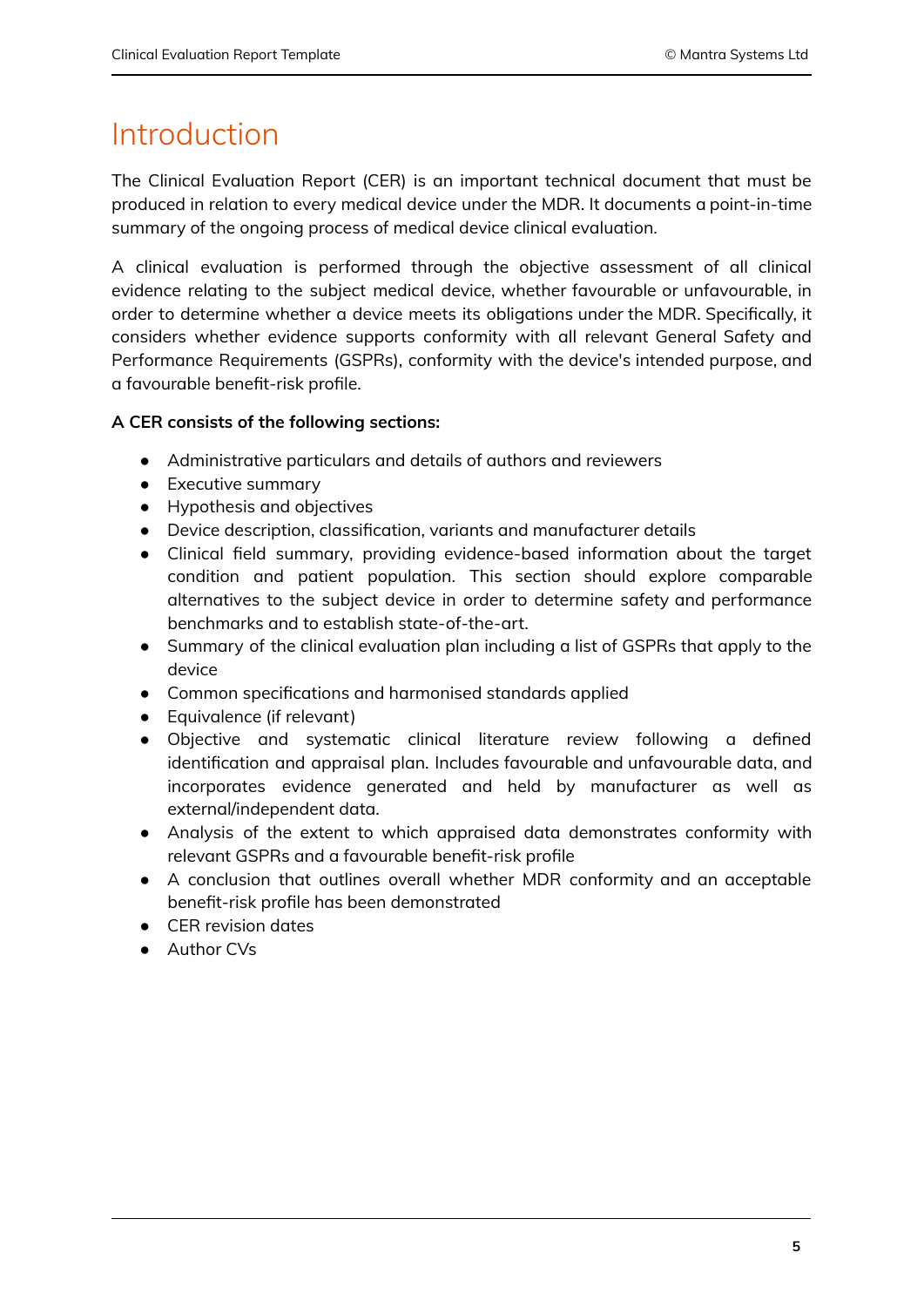# Introduction

The Clinical Evaluation Report (CER) is an important technical document that must be produced in relation to every medical device under the MDR. It documents a point-in-time summary of the ongoing process of medical device clinical evaluation.

A clinical evaluation is performed through the objective assessment of all clinical evidence relating to the subject medical device, whether favourable or unfavourable, in order to determine whether a device meets its obligations under the MDR. Specifically, it considers whether evidence supports conformity with all relevant General Safety and Performance Requirements (GSPRs), conformity with the device's intended purpose, and a favourable benefit-risk profile.

**A CER consists of the following sections:**

- Administrative particulars and details of authors and reviewers
- Executive summary
- Hypothesis and objectives
- Device description, classification, variants and manufacturer details
- Clinical field summary, providing evidence-based information about the target condition and patient population. This section should explore comparable alternatives to the subject device in order to determine safety and performance benchmarks and to establish state-of-the-art.
- Summary of the clinical evaluation plan including a list of GSPRs that apply to the device
- Common specifications and harmonised standards applied
- Equivalence (if relevant)
- Objective and systematic clinical literature review following a defined identification and appraisal plan. Includes favourable and unfavourable data, and incorporates evidence generated and held by manufacturer as well as external/independent data.
- Analysis of the extent to which appraised data demonstrates conformity with relevant GSPRs and a favourable benefit-risk profile
- A conclusion that outlines overall whether MDR conformity and an acceptable benefit-risk profile has been demonstrated
- CER revision dates
- Author CVs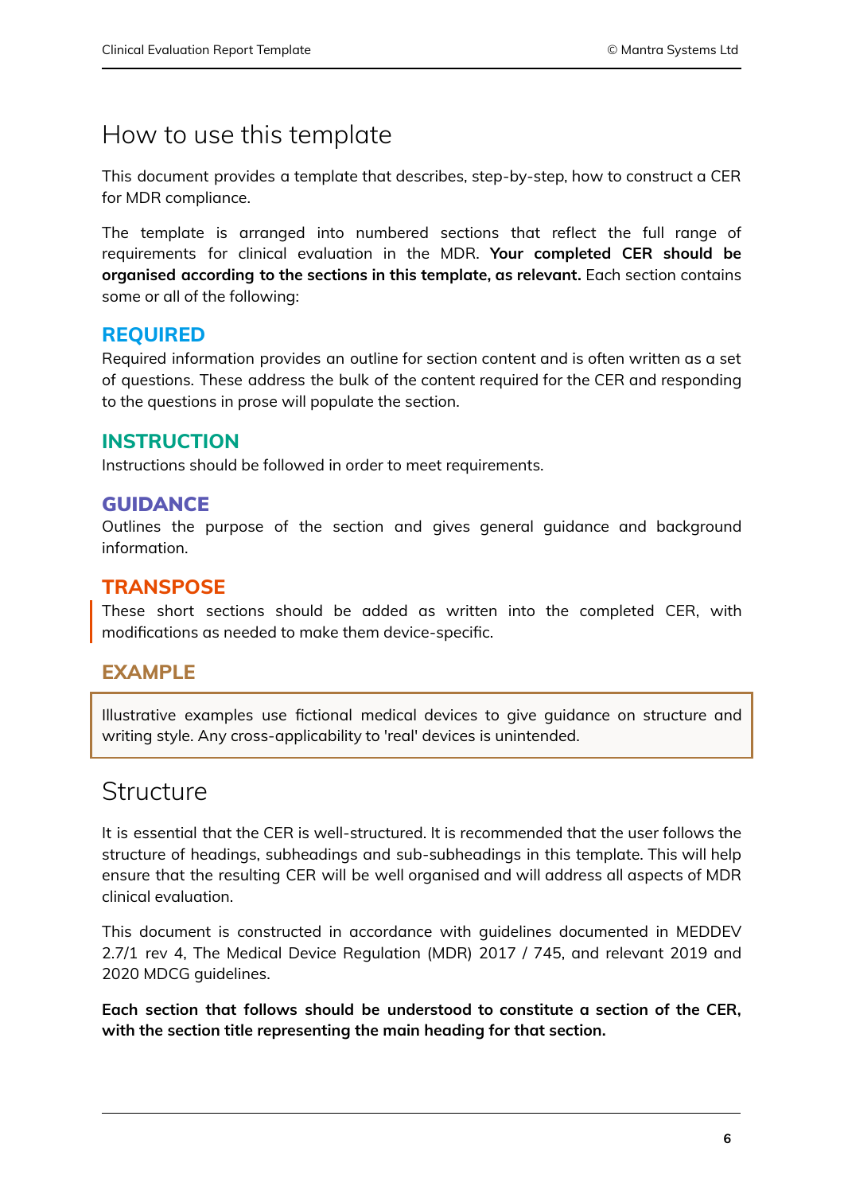# How to use this template

This document provides a template that describes, step-by-step, how to construct a CER for MDR compliance.

The template is arranged into numbered sections that reflect the full range of requirements for clinical evaluation in the MDR. **Your completed CER should be organised according to the sections in this template, as relevant.** Each section contains some or all of the following:

### REQUIRED

Required information provides an outline for section content and is often written as a set of questions. These address the bulk of the content required for the CER and responding to the questions in prose will populate the section.

### INSTRUCTION

Instructions should be followed in order to meet requirements.

### GUIDANCE

Outlines the purpose of the section and gives general guidance and background information.

### TRANSPOSE

These short sections should be added as written into the completed CER, with modifications as needed to make them device-specific.

### EXAMPLE

Illustrative examples use fictional medical devices to give guidance on structure and writing style. Any cross-applicability to 'real' devices is unintended.

# Structure

It is essential that the CER is well-structured. It is recommended that the user follows the structure of headings, subheadings and sub-subheadings in this template. This will help ensure that the resulting CER will be well organised and will address all aspects of MDR clinical evaluation.

This document is constructed in accordance with guidelines documented in MEDDEV 2.7/1 rev 4, The Medical Device Regulation (MDR) 2017 / 745, and relevant 2019 and 2020 MDCG guidelines.

**Each section that follows should be understood to constitute a section of the CER, with the section title representing the main heading for that section.**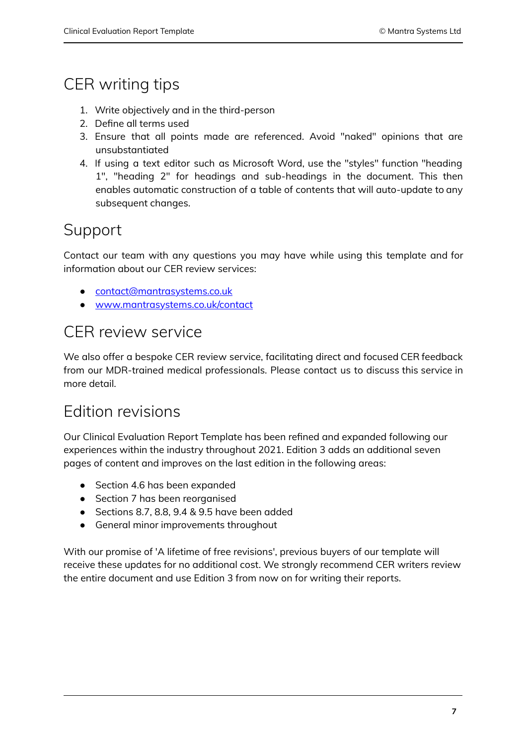# CER writing tips

1. Write objectively and in the third-person
2. Define all terms used
3. Ensure that all points made are referenced. Avoid "naked" opinions that are unsubstantiated
4. If using a text editor such as Microsoft Word, use the "styles" function "heading 1", "heading 2" for headings and sub-headings in the document. This then enables automatic construction of a table of contents that will auto-update to any subsequent changes.

# Support

Contact our team with any questions you may have while using this template and for information about our CER review services:

- contact@mantrasystems.co.uk
- www.mantrasystems.co.uk/contact

# CER review service

We also offer a bespoke CER review service, facilitating direct and focused CER feedback from our MDR-trained medical professionals. Please contact us to discuss this service in more detail.

# Edition revisions

Our Clinical Evaluation Report Template has been refined and expanded following our experiences within the industry throughout 2021. Edition 3 adds an additional seven pages of content and improves on the last edition in the following areas:

- Section 4.6 has been expanded
- Section 7 has been reorganised
- Sections 8.7, 8.8, 9.4 & 9.5 have been added
- General minor improvements throughout

With our promise of 'A lifetime of free revisions', previous buyers of our template will receive these updates for no additional cost. We strongly recommend CER writers review the entire document and use Edition 3 from now on for writing their reports.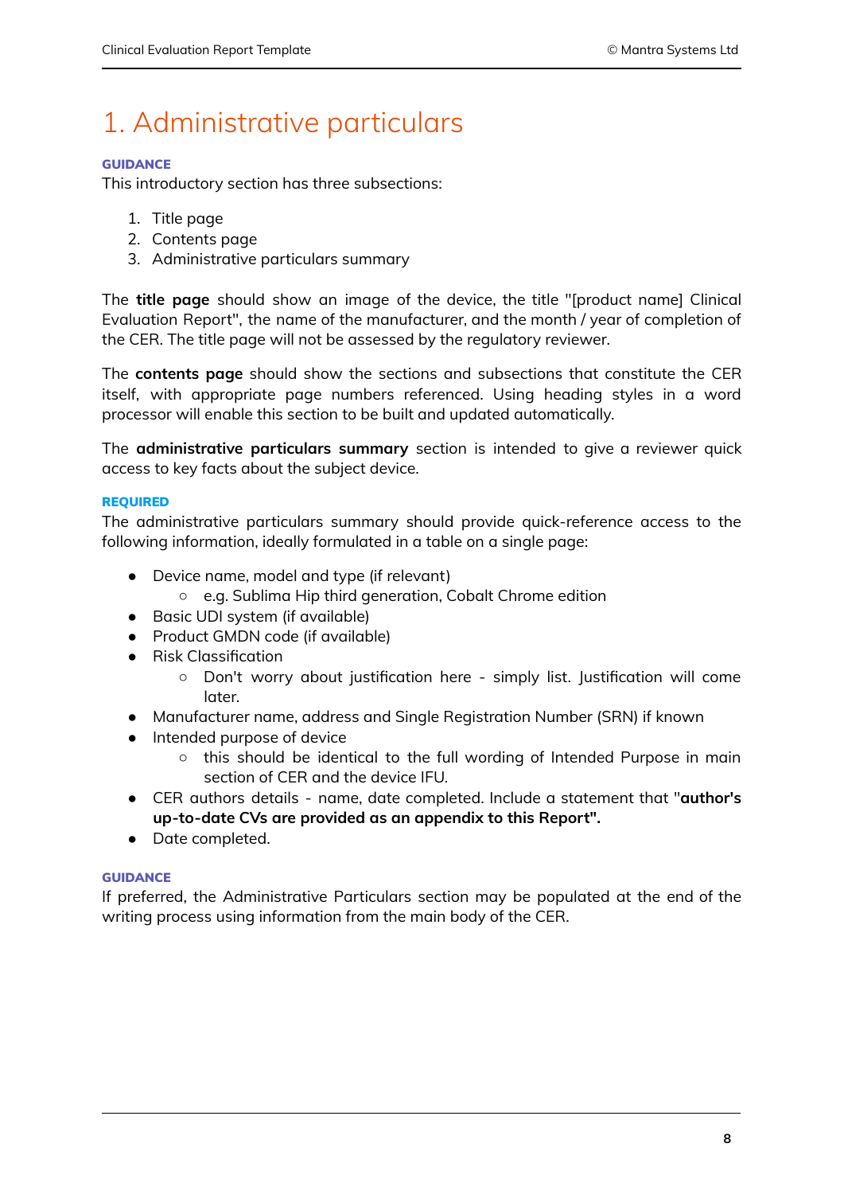# 1. Administrative particulars

**GUIDANCE**

This introductory section has three subsections:

1. Title page
2. Contents page
3. Administrative particulars summary

The **title page** should show an image of the device, the title "[product name] Clinical Evaluation Report", the name of the manufacturer, and the month / year of completion of the CER. The title page will not be assessed by the regulatory reviewer.

The **contents page** should show the sections and subsections that constitute the CER itself, with appropriate page numbers referenced. Using heading styles in a word processor will enable this section to be built and updated automatically.

The **administrative particulars summary** section is intended to give a reviewer quick access to key facts about the subject device.

**REQUIRED**

The administrative particulars summary should provide quick-reference access to the following information, ideally formulated in a table on a single page:

- Device name, model and type (if relevant)
    - e.g. Sublima Hip third generation, Cobalt Chrome edition
- Basic UDI system (if available)
- Product GMDN code (if available)
- Risk Classification
    - Don't worry about justification here - simply list. Justification will come later.
- Manufacturer name, address and Single Registration Number (SRN) if known
- Intended purpose of device
    - this should be identical to the full wording of Intended Purpose in main section of CER and the device IFU.
- CER authors details - name, date completed. Include a statement that "**author's up-to-date CVs are provided as an appendix to this Report".**
- Date completed.

**GUIDANCE**

If preferred, the Administrative Particulars section may be populated at the end of the writing process using information from the main body of the CER.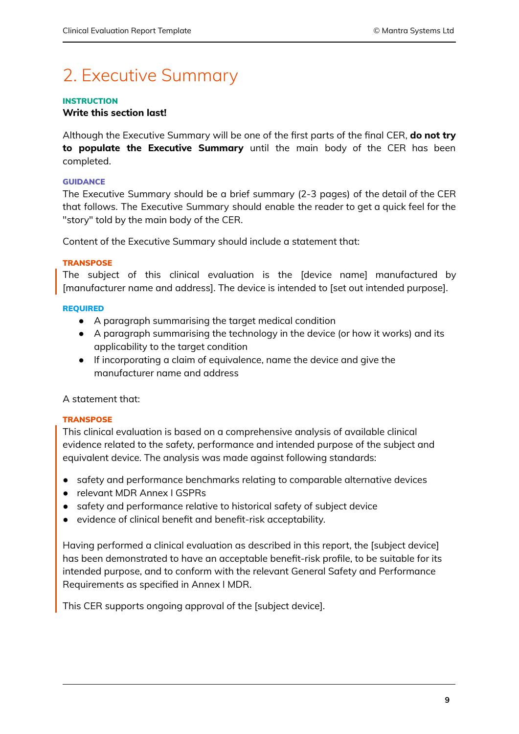# 2. Executive Summary

**INSTRUCTION**

**Write this section last!**

Although the Executive Summary will be one of the first parts of the final CER, **do not try to populate the Executive Summary** until the main body of the CER has been completed.

**GUIDANCE**

The Executive Summary should be a brief summary (2-3 pages) of the detail of the CER that follows. The Executive Summary should enable the reader to get a quick feel for the "story" told by the main body of the CER.

Content of the Executive Summary should include a statement that:

**TRANSPOSE**

The subject of this clinical evaluation is the [device name] manufactured by [manufacturer name and address]. The device is intended to [set out intended purpose].

**REQUIRED**

- A paragraph summarising the target medical condition
- A paragraph summarising the technology in the device (or how it works) and its applicability to the target condition
- If incorporating a claim of equivalence, name the device and give the manufacturer name and address

A statement that:

**TRANSPOSE**

This clinical evaluation is based on a comprehensive analysis of available clinical evidence related to the safety, performance and intended purpose of the subject and equivalent device. The analysis was made against following standards:

- safety and performance benchmarks relating to comparable alternative devices
- relevant MDR Annex I GSPRs
- safety and performance relative to historical safety of subject device
- evidence of clinical benefit and benefit-risk acceptability.

Having performed a clinical evaluation as described in this report, the [subject device] has been demonstrated to have an acceptable benefit-risk profile, to be suitable for its intended purpose, and to conform with the relevant General Safety and Performance Requirements as specified in Annex I MDR.

This CER supports ongoing approval of the [subject device].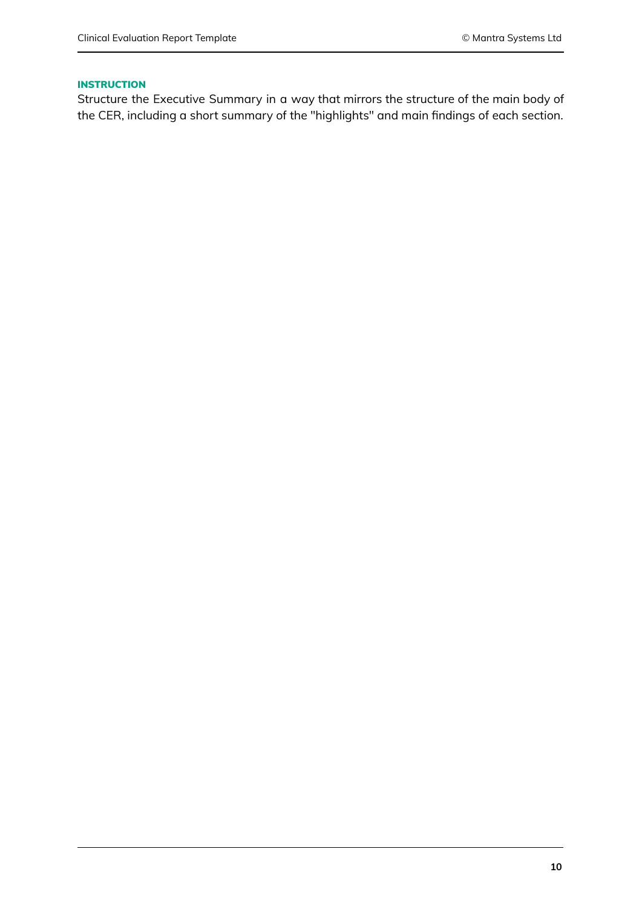**INSTRUCTION**

Structure the Executive Summary in a way that mirrors the structure of the main body of the CER, including a short summary of the "highlights" and main findings of each section.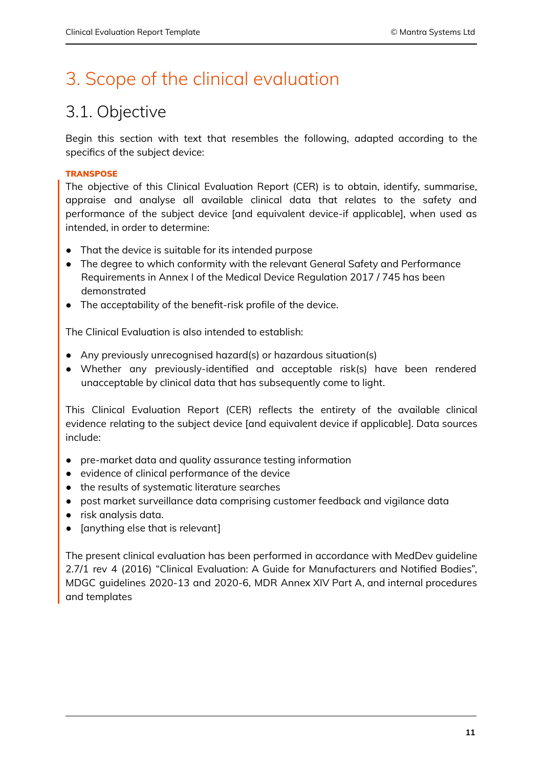# 3. Scope of the clinical evaluation

## 3.1. Objective

Begin this section with text that resembles the following, adapted according to the specifics of the subject device:

**TRANSPOSE**

The objective of this Clinical Evaluation Report (CER) is to obtain, identify, summarise, appraise and analyse all available clinical data that relates to the safety and performance of the subject device [and equivalent device-if applicable], when used as intended, in order to determine:

- That the device is suitable for its intended purpose
- The degree to which conformity with the relevant General Safety and Performance Requirements in Annex I of the Medical Device Regulation 2017 / 745 has been demonstrated
- The acceptability of the benefit-risk profile of the device.

The Clinical Evaluation is also intended to establish:

- Any previously unrecognised hazard(s) or hazardous situation(s)
- Whether any previously-identified and acceptable risk(s) have been rendered unacceptable by clinical data that has subsequently come to light.

This Clinical Evaluation Report (CER) reflects the entirety of the available clinical evidence relating to the subject device [and equivalent device if applicable]. Data sources include:

- pre-market data and quality assurance testing information
- evidence of clinical performance of the device
- the results of systematic literature searches
- post market surveillance data comprising customer feedback and vigilance data
- risk analysis data.
- [anything else that is relevant]

The present clinical evaluation has been performed in accordance with MedDev guideline 2.7/1 rev 4 (2016) "Clinical Evaluation: A Guide for Manufacturers and Notified Bodies", MDGC guidelines 2020-13 and 2020-6, MDR Annex XIV Part A, and internal procedures and templates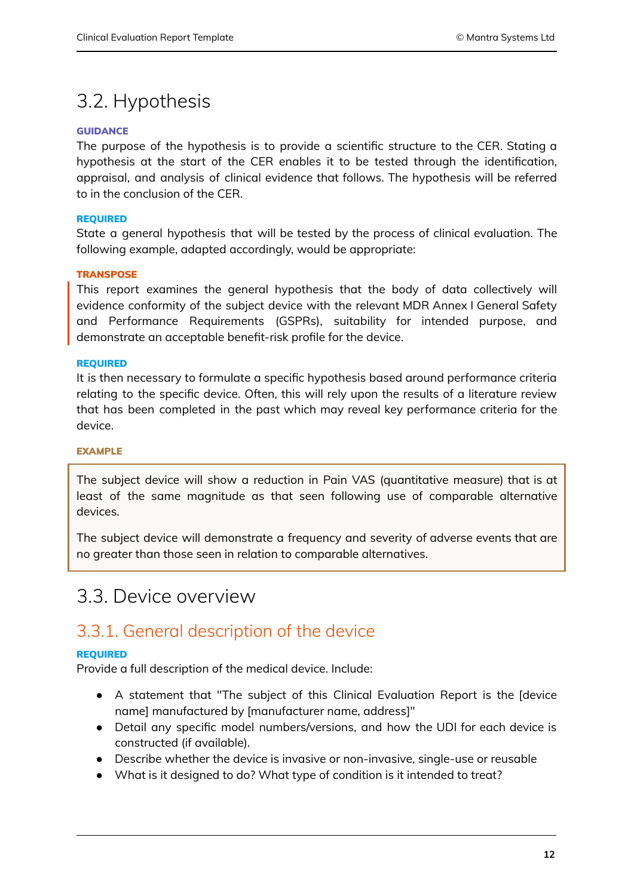## 3.2. Hypothesis

**GUIDANCE**

The purpose of the hypothesis is to provide a scientific structure to the CER. Stating a hypothesis at the start of the CER enables it to be tested through the identification, appraisal, and analysis of clinical evidence that follows. The hypothesis will be referred to in the conclusion of the CER.

**REQUIRED**

State a general hypothesis that will be tested by the process of clinical evaluation. The following example, adapted accordingly, would be appropriate:

**TRANSPOSE**

> This report examines the general hypothesis that the body of data collectively will evidence conformity of the subject device with the relevant MDR Annex I General Safety and Performance Requirements (GSPRs), suitability for intended purpose, and demonstrate an acceptable benefit-risk profile for the device.

**REQUIRED**

It is then necessary to formulate a specific hypothesis based around performance criteria relating to the specific device. Often, this will rely upon the results of a literature review that has been completed in the past which may reveal key performance criteria for the device.

**EXAMPLE**

> The subject device will show a reduction in Pain VAS (quantitative measure) that is at least of the same magnitude as that seen following use of comparable alternative devices.
>
> The subject device will demonstrate a frequency and severity of adverse events that are no greater than those seen in relation to comparable alternatives.

## 3.3. Device overview

### 3.3.1. General description of the device

**REQUIRED**

Provide a full description of the medical device. Include:

- A statement that "The subject of this Clinical Evaluation Report is the [device name] manufactured by [manufacturer name, address]"
- Detail any specific model numbers/versions, and how the UDI for each device is constructed (if available).
- Describe whether the device is invasive or non-invasive, single-use or reusable
- What is it designed to do? What type of condition is it intended to treat?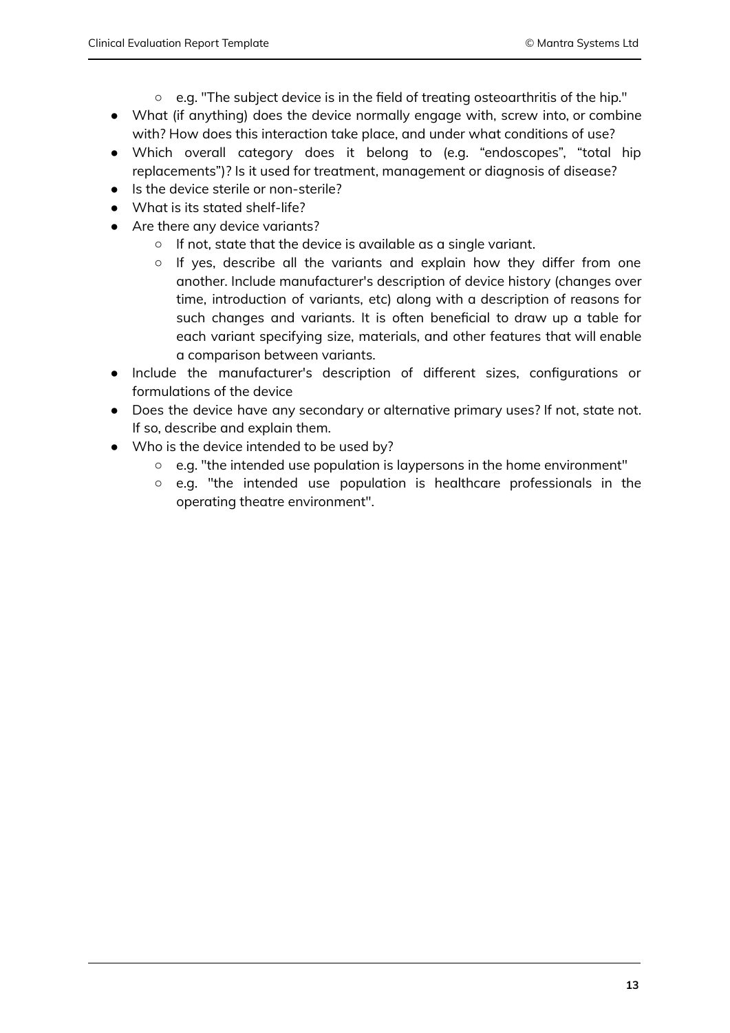- e.g. "The subject device is in the field of treating osteoarthritis of the hip."
- What (if anything) does the device normally engage with, screw into, or combine with? How does this interaction take place, and under what conditions of use?
- Which overall category does it belong to (e.g. "endoscopes", "total hip replacements")? Is it used for treatment, management or diagnosis of disease?
- Is the device sterile or non-sterile?
- What is its stated shelf-life?
- Are there any device variants?
    - If not, state that the device is available as a single variant.
    - If yes, describe all the variants and explain how they differ from one another. Include manufacturer's description of device history (changes over time, introduction of variants, etc) along with a description of reasons for such changes and variants. It is often beneficial to draw up a table for each variant specifying size, materials, and other features that will enable a comparison between variants.
- Include the manufacturer's description of different sizes, configurations or formulations of the device
- Does the device have any secondary or alternative primary uses? If not, state not. If so, describe and explain them.
- Who is the device intended to be used by?
    - e.g. "the intended use population is laypersons in the home environment"
    - e.g. "the intended use population is healthcare professionals in the operating theatre environment".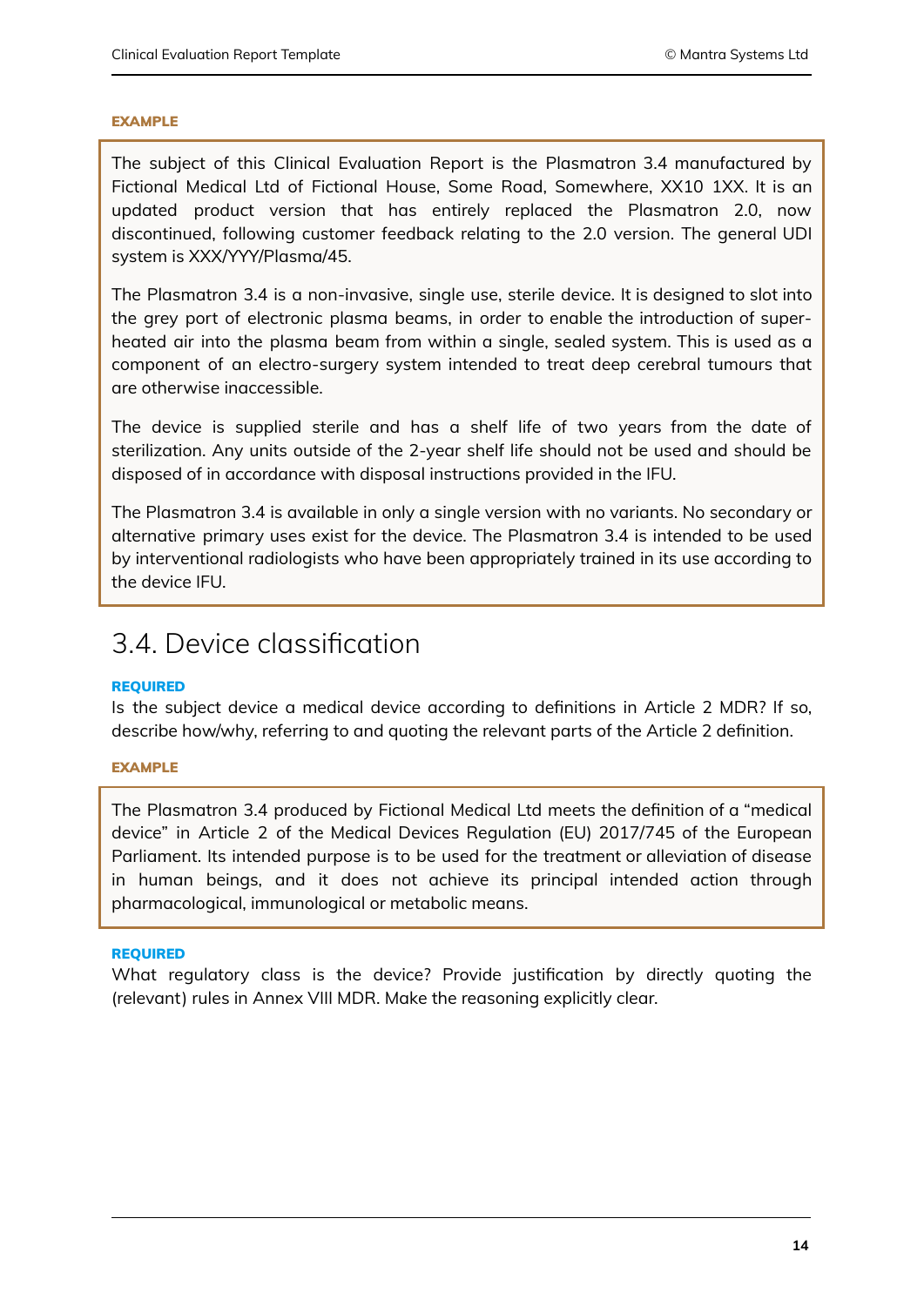**EXAMPLE**

> The subject of this Clinical Evaluation Report is the Plasmatron 3.4 manufactured by Fictional Medical Ltd of Fictional House, Some Road, Somewhere, XX10 1XX. It is an updated product version that has entirely replaced the Plasmatron 2.0, now discontinued, following customer feedback relating to the 2.0 version. The general UDI system is XXX/YYY/Plasma/45.
>
> The Plasmatron 3.4 is a non-invasive, single use, sterile device. It is designed to slot into the grey port of electronic plasma beams, in order to enable the introduction of super-heated air into the plasma beam from within a single, sealed system. This is used as a component of an electro-surgery system intended to treat deep cerebral tumours that are otherwise inaccessible.
>
> The device is supplied sterile and has a shelf life of two years from the date of sterilization. Any units outside of the 2-year shelf life should not be used and should be disposed of in accordance with disposal instructions provided in the IFU.
>
> The Plasmatron 3.4 is available in only a single version with no variants. No secondary or alternative primary uses exist for the device. The Plasmatron 3.4 is intended to be used by interventional radiologists who have been appropriately trained in its use according to the device IFU.

## 3.4. Device classification

**REQUIRED**

Is the subject device a medical device according to definitions in Article 2 MDR? If so, describe how/why, referring to and quoting the relevant parts of the Article 2 definition.

**EXAMPLE**

> The Plasmatron 3.4 produced by Fictional Medical Ltd meets the definition of a "medical device" in Article 2 of the Medical Devices Regulation (EU) 2017/745 of the European Parliament. Its intended purpose is to be used for the treatment or alleviation of disease in human beings, and it does not achieve its principal intended action through pharmacological, immunological or metabolic means.

**REQUIRED**

What regulatory class is the device? Provide justification by directly quoting the (relevant) rules in Annex VIII MDR. Make the reasoning explicitly clear.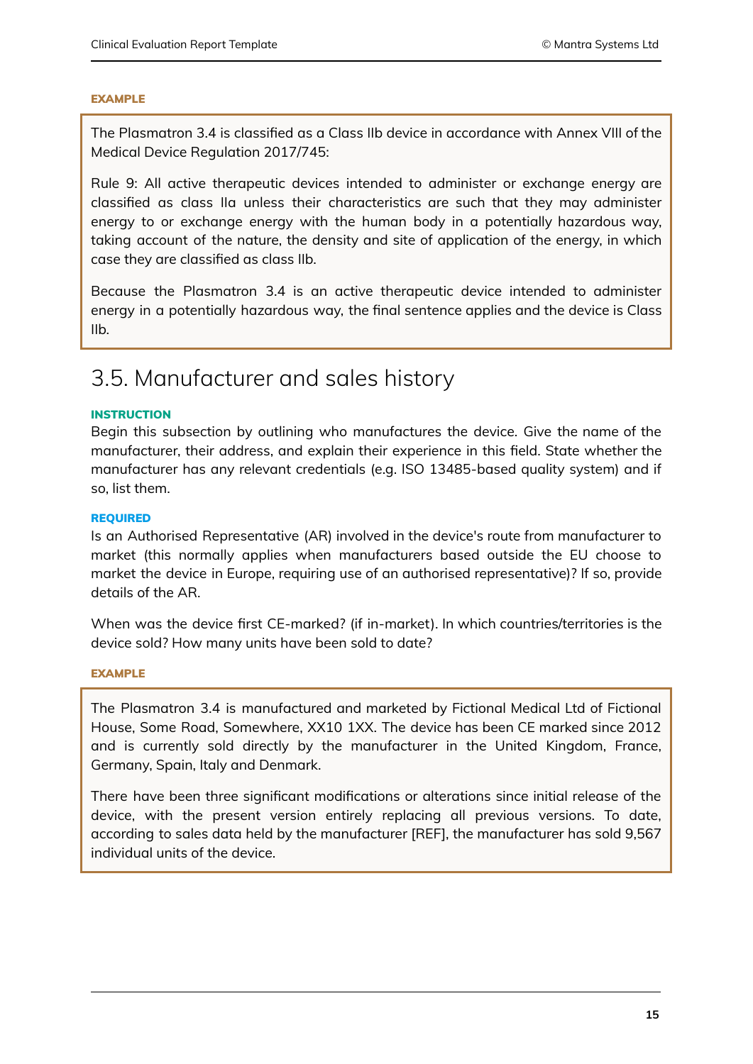**EXAMPLE**

> The Plasmatron 3.4 is classified as a Class IIb device in accordance with Annex VIII of the Medical Device Regulation 2017/745:
>
> Rule 9: All active therapeutic devices intended to administer or exchange energy are classified as class IIa unless their characteristics are such that they may administer energy to or exchange energy with the human body in a potentially hazardous way, taking account of the nature, the density and site of application of the energy, in which case they are classified as class IIb.
>
> Because the Plasmatron 3.4 is an active therapeutic device intended to administer energy in a potentially hazardous way, the final sentence applies and the device is Class IIb.

## 3.5. Manufacturer and sales history

**INSTRUCTION**

Begin this subsection by outlining who manufactures the device. Give the name of the manufacturer, their address, and explain their experience in this field. State whether the manufacturer has any relevant credentials (e.g. ISO 13485-based quality system) and if so, list them.

**REQUIRED**

Is an Authorised Representative (AR) involved in the device's route from manufacturer to market (this normally applies when manufacturers based outside the EU choose to market the device in Europe, requiring use of an authorised representative)? If so, provide details of the AR.

When was the device first CE-marked? (if in-market). In which countries/territories is the device sold? How many units have been sold to date?

**EXAMPLE**

> The Plasmatron 3.4 is manufactured and marketed by Fictional Medical Ltd of Fictional House, Some Road, Somewhere, XX10 1XX. The device has been CE marked since 2012 and is currently sold directly by the manufacturer in the United Kingdom, France, Germany, Spain, Italy and Denmark.
>
> There have been three significant modifications or alterations since initial release of the device, with the present version entirely replacing all previous versions. To date, according to sales data held by the manufacturer [REF], the manufacturer has sold 9,567 individual units of the device.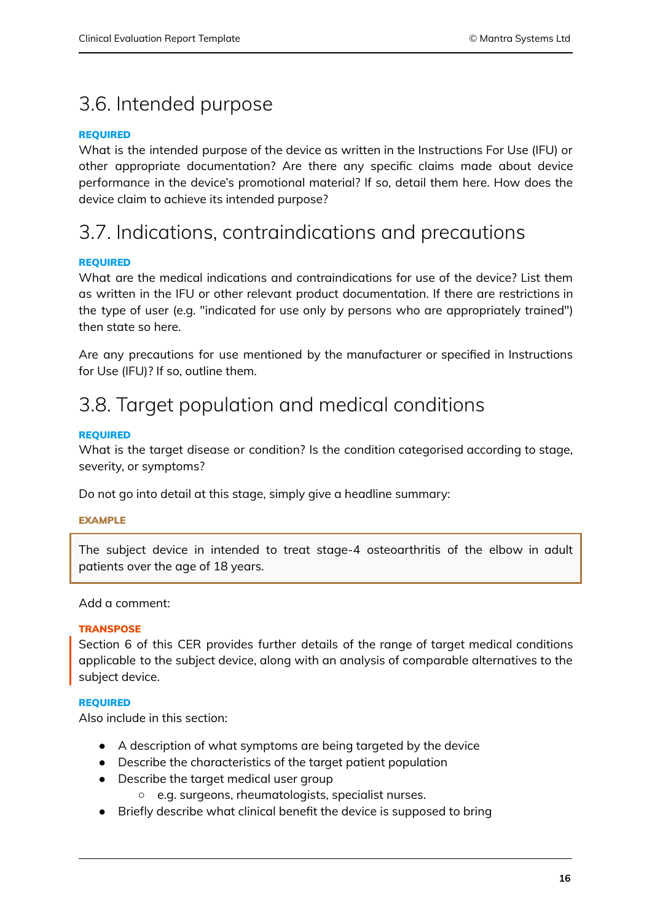## 3.6. Intended purpose

**REQUIRED**

What is the intended purpose of the device as written in the Instructions For Use (IFU) or other appropriate documentation? Are there any specific claims made about device performance in the device's promotional material? If so, detail them here. How does the device claim to achieve its intended purpose?

## 3.7. Indications, contraindications and precautions

**REQUIRED**

What are the medical indications and contraindications for use of the device? List them as written in the IFU or other relevant product documentation. If there are restrictions in the type of user (e.g. "indicated for use only by persons who are appropriately trained") then state so here.

Are any precautions for use mentioned by the manufacturer or specified in Instructions for Use (IFU)? If so, outline them.

## 3.8. Target population and medical conditions

**REQUIRED**

What is the target disease or condition? Is the condition categorised according to stage, severity, or symptoms?

Do not go into detail at this stage, simply give a headline summary:

**EXAMPLE**

> The subject device in intended to treat stage-4 osteoarthritis of the elbow in adult patients over the age of 18 years.

Add a comment:

**TRANSPOSE**

Section 6 of this CER provides further details of the range of target medical conditions applicable to the subject device, along with an analysis of comparable alternatives to the subject device.

**REQUIRED**

Also include in this section:

- A description of what symptoms are being targeted by the device
- Describe the characteristics of the target patient population
- Describe the target medical user group
    - e.g. surgeons, rheumatologists, specialist nurses.
- Briefly describe what clinical benefit the device is supposed to bring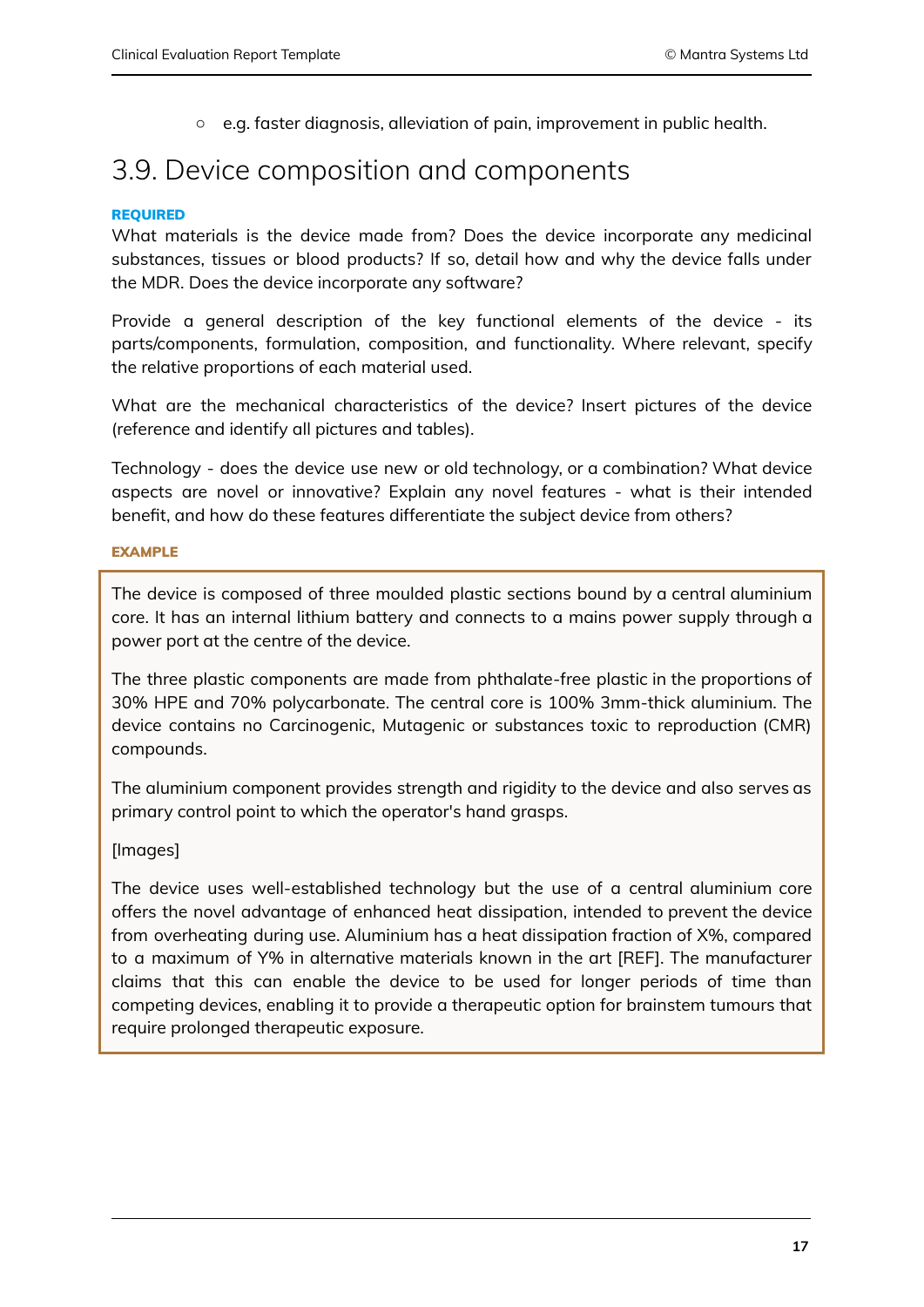- e.g. faster diagnosis, alleviation of pain, improvement in public health.

## 3.9. Device composition and components

**REQUIRED**

What materials is the device made from? Does the device incorporate any medicinal substances, tissues or blood products? If so, detail how and why the device falls under the MDR. Does the device incorporate any software?

Provide a general description of the key functional elements of the device - its parts/components, formulation, composition, and functionality. Where relevant, specify the relative proportions of each material used.

What are the mechanical characteristics of the device? Insert pictures of the device (reference and identify all pictures and tables).

Technology - does the device use new or old technology, or a combination? What device aspects are novel or innovative? Explain any novel features - what is their intended benefit, and how do these features differentiate the subject device from others?

**EXAMPLE**

> The device is composed of three moulded plastic sections bound by a central aluminium core. It has an internal lithium battery and connects to a mains power supply through a power port at the centre of the device.
>
> The three plastic components are made from phthalate-free plastic in the proportions of 30% HPE and 70% polycarbonate. The central core is 100% 3mm-thick aluminium. The device contains no Carcinogenic, Mutagenic or substances toxic to reproduction (CMR) compounds.
>
> The aluminium component provides strength and rigidity to the device and also serves as primary control point to which the operator's hand grasps.
>
> [Images]
>
> The device uses well-established technology but the use of a central aluminium core offers the novel advantage of enhanced heat dissipation, intended to prevent the device from overheating during use. Aluminium has a heat dissipation fraction of X%, compared to a maximum of Y% in alternative materials known in the art [REF]. The manufacturer claims that this can enable the device to be used for longer periods of time than competing devices, enabling it to provide a therapeutic option for brainstem tumours that require prolonged therapeutic exposure.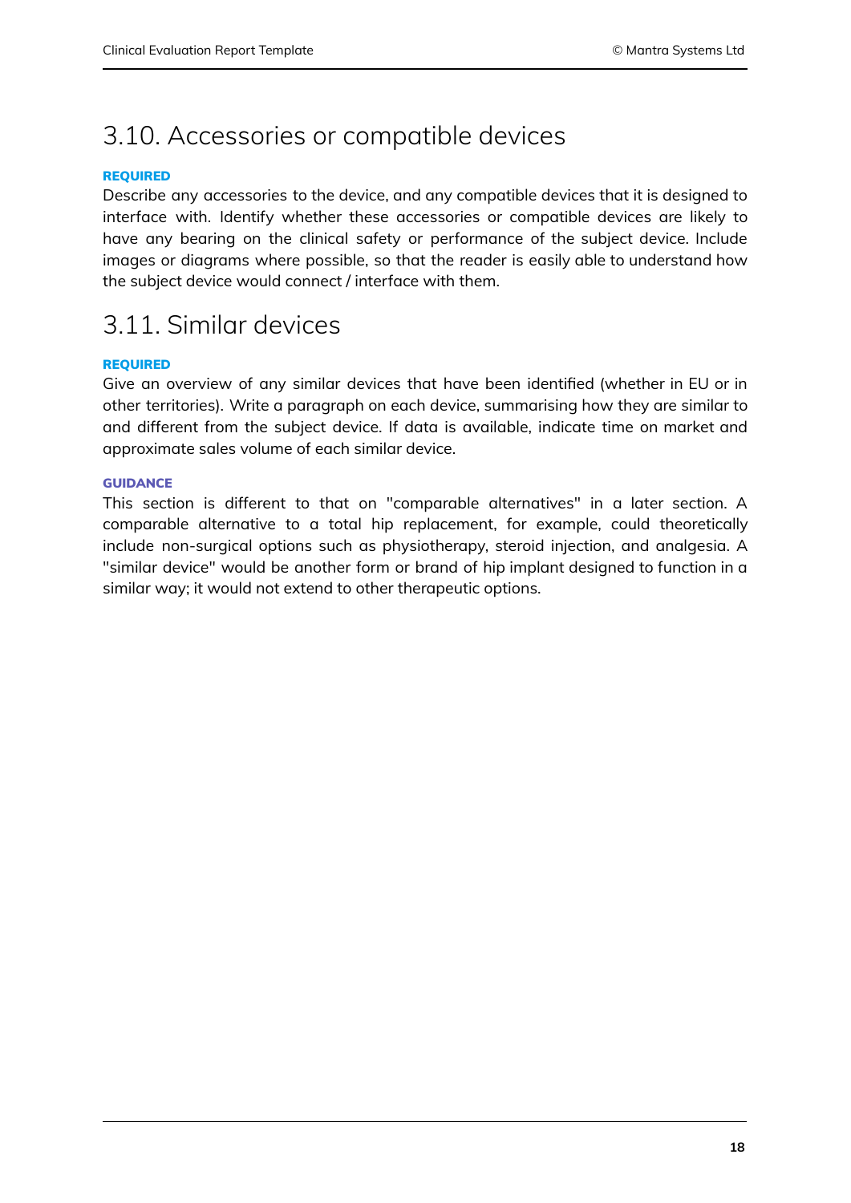## 3.10. Accessories or compatible devices

**REQUIRED**

Describe any accessories to the device, and any compatible devices that it is designed to interface with. Identify whether these accessories or compatible devices are likely to have any bearing on the clinical safety or performance of the subject device. Include images or diagrams where possible, so that the reader is easily able to understand how the subject device would connect / interface with them.

## 3.11. Similar devices

**REQUIRED**

Give an overview of any similar devices that have been identified (whether in EU or in other territories). Write a paragraph on each device, summarising how they are similar to and different from the subject device. If data is available, indicate time on market and approximate sales volume of each similar device.

**GUIDANCE**

This section is different to that on "comparable alternatives" in a later section. A comparable alternative to a total hip replacement, for example, could theoretically include non-surgical options such as physiotherapy, steroid injection, and analgesia. A "similar device" would be another form or brand of hip implant designed to function in a similar way; it would not extend to other therapeutic options.